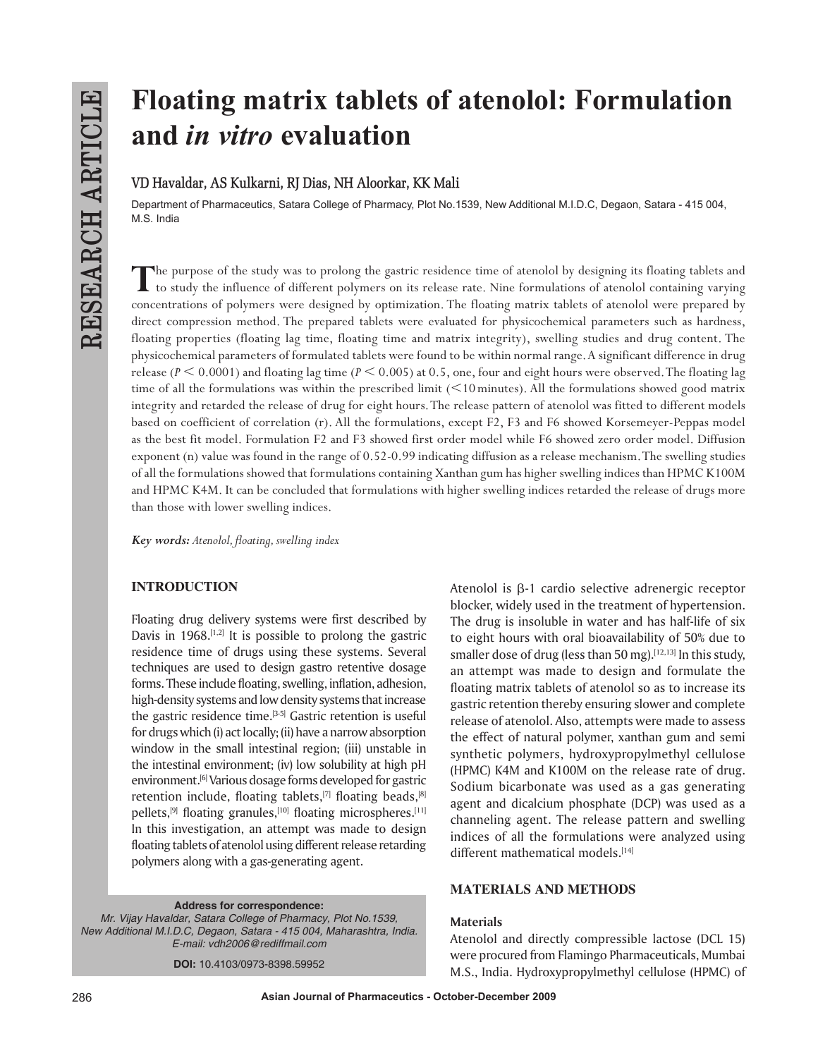# Floating matrix tablets of atenolol: Formulation and *in vitro* evaluation

**VD Havaldar, AS Kulkarni, RJ Dias, NH Aloorkar, KK Mali**

Department of Pharmaceutics, Satara College of Pharmacy, Plot No.1539, New Additional M.I.D.C, Degaon, Satara - 415 004, M.S. India

The purpose of the study was to prolong the gastric residence time of atenolol by designing its floating tablets and to study the influence of different polymers on its release rate. Nine formulations of atenolol containing varying concentrations of polymers were designed by optimization. The floating matrix tablets of atenolol were prepared by direct compression method. The prepared tablets were evaluated for physicochemical parameters such as hardness, floating properties (floating lag time, floating time and matrix integrity), swelling studies and drug content. The physicochemical parameters of formulated tablets were found to be within normal range. A significant difference in drug release ($P < 0.0001$) and floating lag time ($P < 0.005$) at 0.5, one, four and eight hours were observed. The floating lag time of all the formulations was within the prescribed limit (<10 minutes). All the formulations showed good matrix integrity and retarded the release of drug for eight hours. The release pattern of atenolol was fitted to different models based on coefficient of correlation (r). All the formulations, except F2, F3 and F6 showed Korsemeyer-Peppas model as the best fit model. Formulation F2 and F3 showed first order model while F6 showed zero order model. Diffusion exponent (n) value was found in the range of 0.52-0.99 indicating diffusion as a release mechanism. The swelling studies of all the formulations showed that formulations containing Xanthan gum has higher swelling indices than HPMC K100M and HPMC K4M. It can be concluded that formulations with higher swelling indices retarded the release of drugs more than those with lower swelling indices.

***Key words:*** *Atenolol, floating, swelling index*

## INTRODUCTION

Floating drug delivery systems were first described by Davis in 1968.[1,2] It is possible to prolong the gastric residence time of drugs using these systems. Several techniques are used to design gastro retentive dosage forms. These include floating, swelling, inflation, adhesion, high-density systems and low density systems that increase the gastric residence time.[3-5] Gastric retention is useful for drugs which (i) act locally; (ii) have a narrow absorption window in the small intestinal region; (iii) unstable in the intestinal environment; (iv) low solubility at high pH environment.[6] Various dosage forms developed for gastric retention include, floating tablets,[7] floating beads,[8] pellets,[9] floating granules,[10] floating microspheres.[11] In this investigation, an attempt was made to design floating tablets of atenolol using different release retarding polymers along with a gas-generating agent.

Atenolol is β-1 cardio selective adrenergic receptor blocker, widely used in the treatment of hypertension. The drug is insoluble in water and has half-life of six to eight hours with oral bioavailability of 50% due to smaller dose of drug (less than 50 mg).[12,13] In this study, an attempt was made to design and formulate the floating matrix tablets of atenolol so as to increase its gastric retention thereby ensuring slower and complete release of atenolol. Also, attempts were made to assess the effect of natural polymer, xanthan gum and semi synthetic polymers, hydroxypropylmethyl cellulose (HPMC) K4M and K100M on the release rate of drug. Sodium bicarbonate was used as a gas generating agent and dicalcium phosphate (DCP) was used as a channeling agent. The release pattern and swelling indices of all the formulations were analyzed using different mathematical models.[14]

## MATERIALS AND METHODS

### Materials

Atenolol and directly compressible lactose (DCL 15) were procured from Flamingo Pharmaceuticals, Mumbai M.S., India. Hydroxypropylmethyl cellulose (HPMC) of

**Address for correspondence:**
*Mr. Vijay Havaldar, Satara College of Pharmacy, Plot No.1539, New Additional M.I.D.C, Degaon, Satara - 415 004, Maharashtra, India. E-mail: vdh2006@rediffmail.com*

**DOI:** 10.4103/0973-8398.59952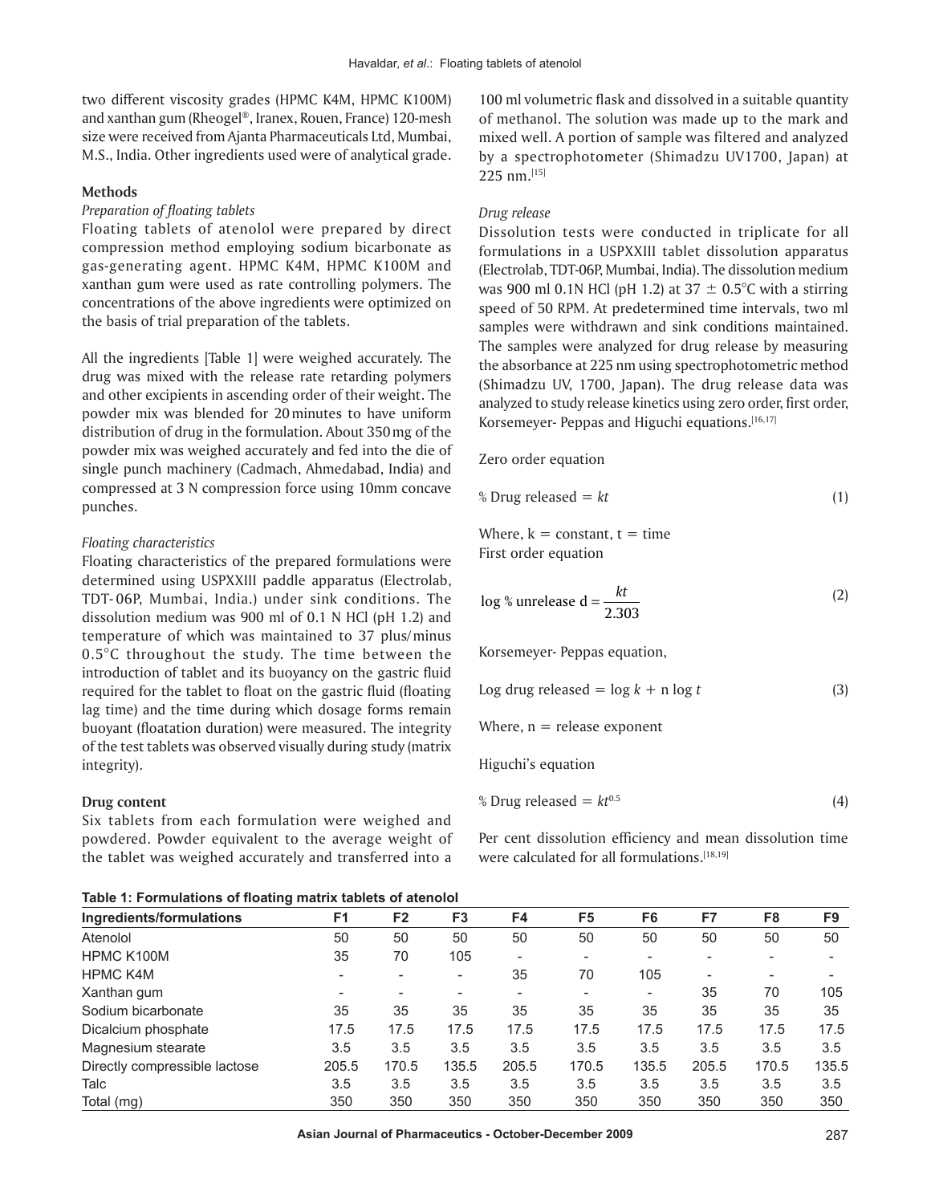two different viscosity grades (HPMC K4M, HPMC K100M) and xanthan gum (Rheogel®, Iranex, Rouen, France) 120-mesh size were received from Ajanta Pharmaceuticals Ltd, Mumbai, M.S., India. Other ingredients used were of analytical grade.

### Methods

#### *Preparation of floating tablets*

Floating tablets of atenolol were prepared by direct compression method employing sodium bicarbonate as gas-generating agent. HPMC K4M, HPMC K100M and xanthan gum were used as rate controlling polymers. The concentrations of the above ingredients were optimized on the basis of trial preparation of the tablets.

All the ingredients [Table 1] were weighed accurately. The drug was mixed with the release rate retarding polymers and other excipients in ascending order of their weight. The powder mix was blended for 20 minutes to have uniform distribution of drug in the formulation. About 350 mg of the powder mix was weighed accurately and fed into the die of single punch machinery (Cadmach, Ahmedabad, India) and compressed at 3 N compression force using 10mm concave punches.

#### *Floating characteristics*

Floating characteristics of the prepared formulations were determined using USPXXIII paddle apparatus (Electrolab, TDT-06P, Mumbai, India.) under sink conditions. The dissolution medium was 900 ml of 0.1 N HCl (pH 1.2) and temperature of which was maintained to 37 plus/minus 0.5°C throughout the study. The time between the introduction of tablet and its buoyancy on the gastric fluid required for the tablet to float on the gastric fluid (floating lag time) and the time during which dosage forms remain buoyant (floatation duration) were measured. The integrity of the test tablets was observed visually during study (matrix integrity).

### Drug content

Six tablets from each formulation were weighed and powdered. Powder equivalent to the average weight of the tablet was weighed accurately and transferred into a 100 ml volumetric flask and dissolved in a suitable quantity of methanol. The solution was made up to the mark and mixed well. A portion of sample was filtered and analyzed by a spectrophotometer (Shimadzu UV1700, Japan) at 225 nm.[15]

#### *Drug release*

Dissolution tests were conducted in triplicate for all formulations in a USPXXIII tablet dissolution apparatus (Electrolab, TDT-06P, Mumbai, India). The dissolution medium was 900 ml 0.1N HCl (pH 1.2) at 37 ± 0.5°C with a stirring speed of 50 RPM. At predetermined time intervals, two ml samples were withdrawn and sink conditions maintained. The samples were analyzed for drug release by measuring the absorbance at 225 nm using spectrophotometric method (Shimadzu UV, 1700, Japan). The drug release data was analyzed to study release kinetics using zero order, first order, Korsemeyer- Peppas and Higuchi equations.[16,17]

Zero order equation

$$\% \text{ Drug released} = kt \tag{1}$$

Where, k = constant, t = time

First order equation

$$\log \% \text{ unrelease d} = \frac{kt}{2.303} \tag{2}$$

Korsemeyer- Peppas equation,

$$\text{Log drug released} = \log k + n \log t \tag{3}$$

Where, n = release exponent

Higuchi's equation

$$\% \text{ Drug released} = kt^{0.5} \tag{4}$$

Per cent dissolution efficiency and mean dissolution time were calculated for all formulations.[18,19]

**Table 1: Formulations of floating matrix tablets of atenolol**

| Ingredients/formulations | F1 | F2 | F3 | F4 | F5 | F6 | F7 | F8 | F9 |
|---|---|---|---|---|---|---|---|---|---|
| Atenolol | 50 | 50 | 50 | 50 | 50 | 50 | 50 | 50 | 50 |
| HPMC K100M | 35 | 70 | 105 | - | - | - | - | - | - |
| HPMC K4M | - | - | - | 35 | 70 | 105 | - | - | - |
| Xanthan gum | - | - | - | - | - | - | 35 | 70 | 105 |
| Sodium bicarbonate | 35 | 35 | 35 | 35 | 35 | 35 | 35 | 35 | 35 |
| Dicalcium phosphate | 17.5 | 17.5 | 17.5 | 17.5 | 17.5 | 17.5 | 17.5 | 17.5 | 17.5 |
| Magnesium stearate | 3.5 | 3.5 | 3.5 | 3.5 | 3.5 | 3.5 | 3.5 | 3.5 | 3.5 |
| Directly compressible lactose | 205.5 | 170.5 | 135.5 | 205.5 | 170.5 | 135.5 | 205.5 | 170.5 | 135.5 |
| Talc | 3.5 | 3.5 | 3.5 | 3.5 | 3.5 | 3.5 | 3.5 | 3.5 | 3.5 |
| Total (mg) | 350 | 350 | 350 | 350 | 350 | 350 | 350 | 350 | 350 |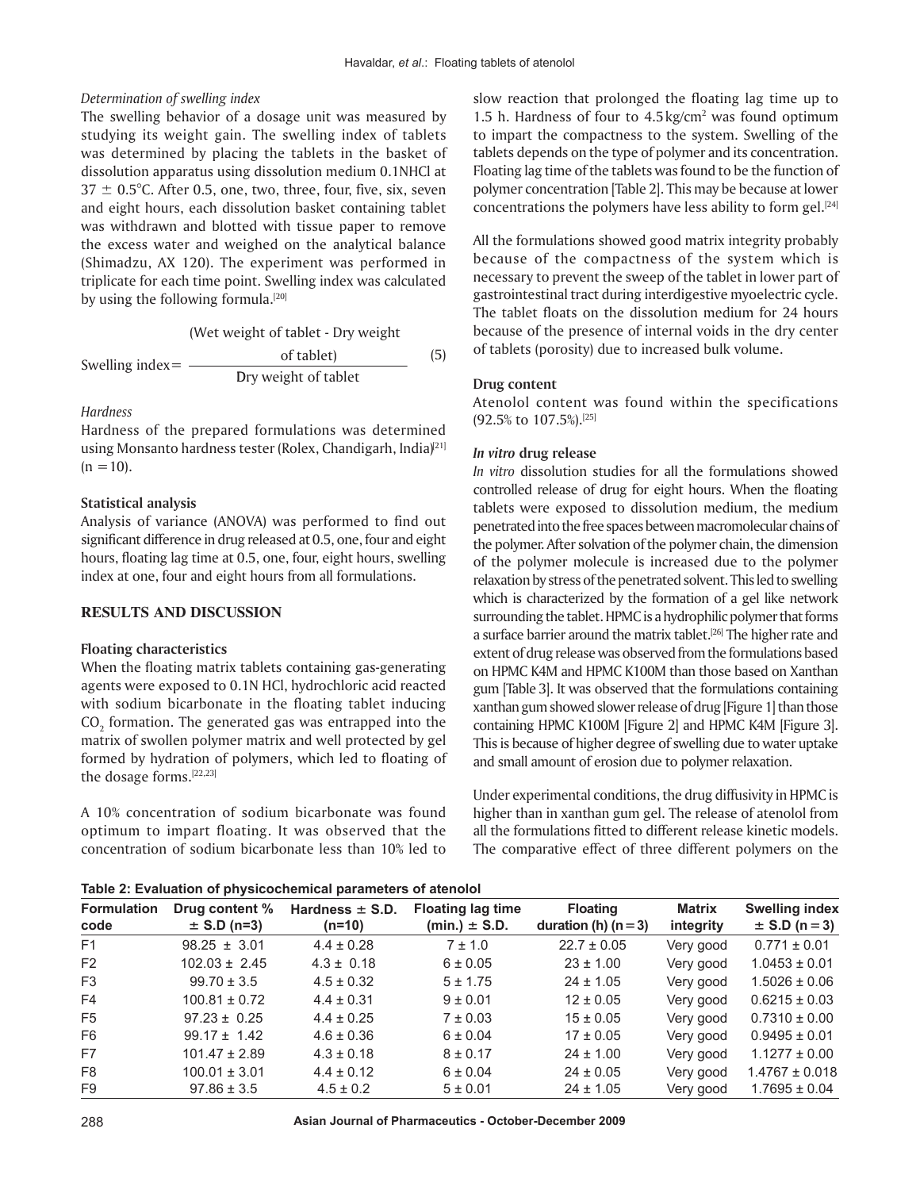*Determination of swelling index*

The swelling behavior of a dosage unit was measured by studying its weight gain. The swelling index of tablets was determined by placing the tablets in the basket of dissolution apparatus using dissolution medium 0.1NHCl at 37 ± 0.5°C. After 0.5, one, two, three, four, five, six, seven and eight hours, each dissolution basket containing tablet was withdrawn and blotted with tissue paper to remove the excess water and weighed on the analytical balance (Shimadzu, AX 120). The experiment was performed in triplicate for each time point. Swelling index was calculated by using the following formula.[20]

$$\text{Swelling index} = \frac{\text{(Wet weight of tablet - Dry weight of tablet)}}{\text{Dry weight of tablet}} \quad (5)$$

*Hardness*

Hardness of the prepared formulations was determined using Monsanto hardness tester (Rolex, Chandigarh, India)[21] (n = 10).

**Statistical analysis**

Analysis of variance (ANOVA) was performed to find out significant difference in drug released at 0.5, one, four and eight hours, floating lag time at 0.5, one, four, eight hours, swelling index at one, four and eight hours from all formulations.

## RESULTS AND DISCUSSION

**Floating characteristics**

When the floating matrix tablets containing gas-generating agents were exposed to 0.1N HCl, hydrochloric acid reacted with sodium bicarbonate in the floating tablet inducing $CO_2$ formation. The generated gas was entrapped into the matrix of swollen polymer matrix and well protected by gel formed by hydration of polymers, which led to floating of the dosage forms.[22,23]

A 10% concentration of sodium bicarbonate was found optimum to impart floating. It was observed that the concentration of sodium bicarbonate less than 10% led to slow reaction that prolonged the floating lag time up to 1.5 h. Hardness of four to 4.5 kg/cm$^2$ was found optimum to impart the compactness to the system. Swelling of the tablets depends on the type of polymer and its concentration. Floating lag time of the tablets was found to be the function of polymer concentration [Table 2]. This may be because at lower concentrations the polymers have less ability to form gel.[24]

All the formulations showed good matrix integrity probably because of the compactness of the system which is necessary to prevent the sweep of the tablet in lower part of gastrointestinal tract during interdigestive myoelectric cycle. The tablet floats on the dissolution medium for 24 hours because of the presence of internal voids in the dry center of tablets (porosity) due to increased bulk volume.

**Drug content**

Atenolol content was found within the specifications (92.5% to 107.5%).[25]

***In vitro* drug release**

*In vitro* dissolution studies for all the formulations showed controlled release of drug for eight hours. When the floating tablets were exposed to dissolution medium, the medium penetrated into the free spaces between macromolecular chains of the polymer. After solvation of the polymer chain, the dimension of the polymer molecule is increased due to the polymer relaxation by stress of the penetrated solvent. This led to swelling which is characterized by the formation of a gel like network surrounding the tablet. HPMC is a hydrophilic polymer that forms a surface barrier around the matrix tablet.[26] The higher rate and extent of drug release was observed from the formulations based on HPMC K4M and HPMC K100M than those based on Xanthan gum [Table 3]. It was observed that the formulations containing xanthan gum showed slower release of drug [Figure 1] than those containing HPMC K100M [Figure 2] and HPMC K4M [Figure 3]. This is because of higher degree of swelling due to water uptake and small amount of erosion due to polymer relaxation.

Under experimental conditions, the drug diffusivity in HPMC is higher than in xanthan gum gel. The release of atenolol from all the formulations fitted to different release kinetic models. The comparative effect of three different polymers on the

**Table 2: Evaluation of physicochemical parameters of atenolol**

| Formulation code | Drug content % ± S.D (n=3) | Hardness ± S.D. (n=10) | Floating lag time (min.) ± S.D. | Floating duration (h) (n = 3) | Matrix integrity | Swelling index ± S.D (n = 3) |
|---|---|---|---|---|---|---|
| F1 | 98.25 ± 3.01 | 4.4 ± 0.28 | 7 ± 1.0 | 22.7 ± 0.05 | Very good | 0.771 ± 0.01 |
| F2 | 102.03 ± 2.45 | 4.3 ± 0.18 | 6 ± 0.05 | 23 ± 1.00 | Very good | 1.0453 ± 0.01 |
| F3 | 99.70 ± 3.5 | 4.5 ± 0.32 | 5 ± 1.75 | 24 ± 1.05 | Very good | 1.5026 ± 0.06 |
| F4 | 100.81 ± 0.72 | 4.4 ± 0.31 | 9 ± 0.01 | 12 ± 0.05 | Very good | 0.6215 ± 0.03 |
| F5 | 97.23 ± 0.25 | 4.4 ± 0.25 | 7 ± 0.03 | 15 ± 0.05 | Very good | 0.7310 ± 0.00 |
| F6 | 99.17 ± 1.42 | 4.6 ± 0.36 | 6 ± 0.04 | 17 ± 0.05 | Very good | 0.9495 ± 0.01 |
| F7 | 101.47 ± 2.89 | 4.3 ± 0.18 | 8 ± 0.17 | 24 ± 1.00 | Very good | 1.1277 ± 0.00 |
| F8 | 100.01 ± 3.01 | 4.4 ± 0.12 | 6 ± 0.04 | 24 ± 0.05 | Very good | 1.4767 ± 0.018 |
| F9 | 97.86 ± 3.5 | 4.5 ± 0.2 | 5 ± 0.01 | 24 ± 1.05 | Very good | 1.7695 ± 0.04 |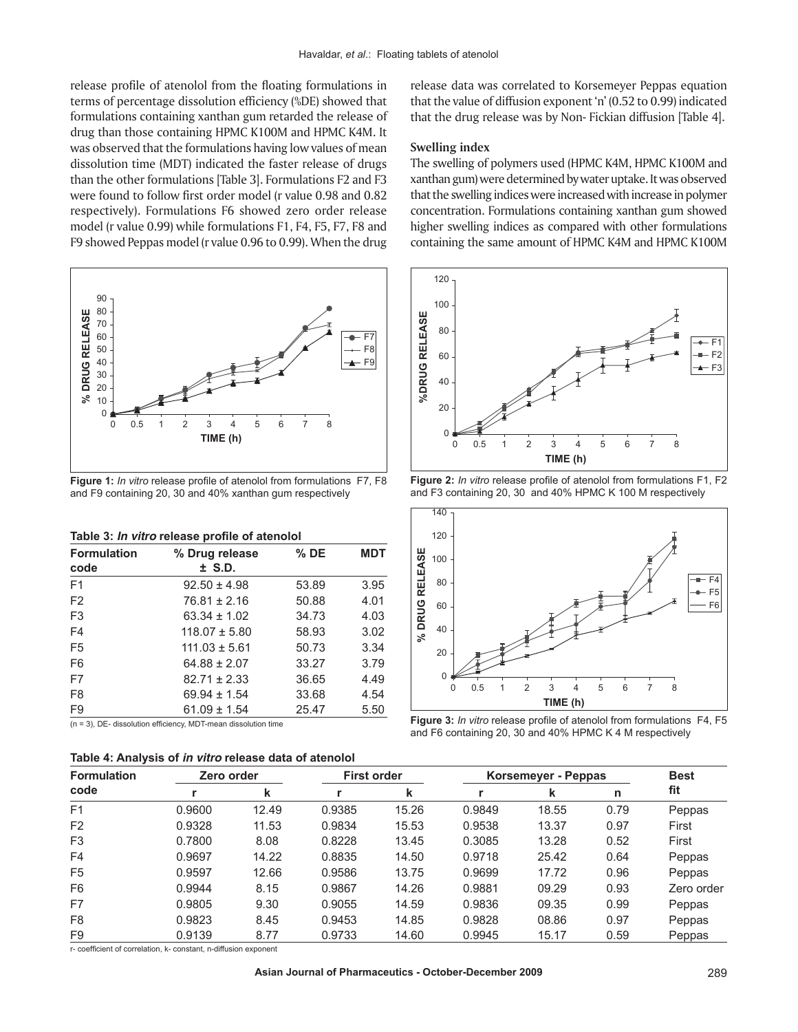release profile of atenolol from the floating formulations in terms of percentage dissolution efficiency (%DE) showed that formulations containing xanthan gum retarded the release of drug than those containing HPMC K100M and HPMC K4M. It was observed that the formulations having low values of mean dissolution time (MDT) indicated the faster release of drugs than the other formulations [Table 3]. Formulations F2 and F3 were found to follow first order model (r value 0.98 and 0.82 respectively). Formulations F6 showed zero order release model (r value 0.99) while formulations F1, F4, F5, F7, F8 and F9 showed Peppas model (r value 0.96 to 0.99). When the drug release data was correlated to Korsemeyer Peppas equation that the value of diffusion exponent 'n' (0.52 to 0.99) indicated that the drug release was by Non- Fickian diffusion [Table 4].

### Swelling index

The swelling of polymers used (HPMC K4M, HPMC K100M and xanthan gum) were determined by water uptake. It was observed that the swelling indices were increased with increase in polymer concentration. Formulations containing xanthan gum showed higher swelling indices as compared with other formulations containing the same amount of HPMC K4M and HPMC K100M

**Figure 1:** *In vitro* release profile of atenolol from formulations F7, F8 and F9 containing 20, 30 and 40% xanthan gum respectively

**Figure 2:** *In vitro* release profile of atenolol from formulations F1, F2 and F3 containing 20, 30 and 40% HPMC K 100 M respectively

**Figure 3:** *In vitro* release profile of atenolol from formulations F4, F5 and F6 containing 20, 30 and 40% HPMC K 4 M respectively

**Table 3: *In vitro* release profile of atenolol**

| Formulation code | % Drug release ± S.D. | % DE | MDT |
|---|---|---|---|
| F1 | 92.50 ± 4.98 | 53.89 | 3.95 |
| F2 | 76.81 ± 2.16 | 50.88 | 4.01 |
| F3 | 63.34 ± 1.02 | 34.73 | 4.03 |
| F4 | 118.07 ± 5.80 | 58.93 | 3.02 |
| F5 | 111.03 ± 5.61 | 50.73 | 3.34 |
| F6 | 64.88 ± 2.07 | 33.27 | 3.79 |
| F7 | 82.71 ± 2.33 | 36.65 | 4.49 |
| F8 | 69.94 ± 1.54 | 33.68 | 4.54 |
| F9 | 61.09 ± 1.54 | 25.47 | 5.50 |

(n = 3), DE- dissolution efficiency, MDT-mean dissolution time

**Table 4: Analysis of *in vitro* release data of atenolol**

| Formulation code | Zero order | | First order | | Korsemeyer - Peppas | | | Best fit |
|---|---|---|---|---|---|---|---|---|
| | r | k | r | k | r | k | n | |
| F1 | 0.9600 | 12.49 | 0.9385 | 15.26 | 0.9849 | 18.55 | 0.79 | Peppas |
| F2 | 0.9328 | 11.53 | 0.9834 | 15.53 | 0.9538 | 13.37 | 0.97 | First |
| F3 | 0.7800 | 8.08 | 0.8228 | 13.45 | 0.3085 | 13.28 | 0.52 | First |
| F4 | 0.9697 | 14.22 | 0.8835 | 14.50 | 0.9718 | 25.42 | 0.64 | Peppas |
| F5 | 0.9597 | 12.66 | 0.9586 | 13.75 | 0.9699 | 17.72 | 0.96 | Peppas |
| F6 | 0.9944 | 8.15 | 0.9867 | 14.26 | 0.9881 | 09.29 | 0.93 | Zero order |
| F7 | 0.9805 | 9.30 | 0.9055 | 14.59 | 0.9836 | 09.35 | 0.99 | Peppas |
| F8 | 0.9823 | 8.45 | 0.9453 | 14.85 | 0.9828 | 08.86 | 0.97 | Peppas |
| F9 | 0.9139 | 8.77 | 0.9733 | 14.60 | 0.9945 | 15.17 | 0.59 | Peppas |

r- coefficient of correlation, k- constant, n-diffusion exponent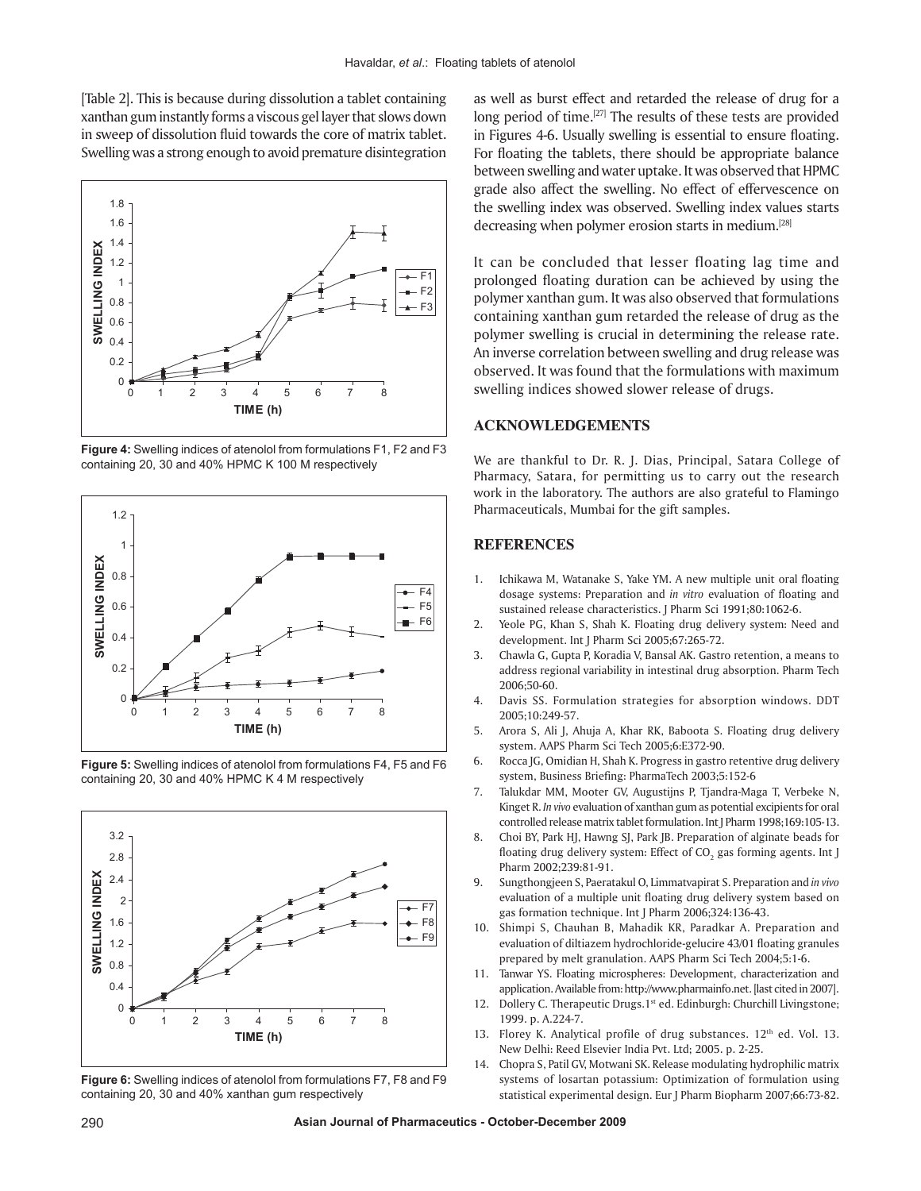[Table 2]. This is because during dissolution a tablet containing xanthan gum instantly forms a viscous gel layer that slows down in sweep of dissolution fluid towards the core of matrix tablet. Swelling was a strong enough to avoid premature disintegration as well as burst effect and retarded the release of drug for a long period of time.[27] The results of these tests are provided in Figures 4-6. Usually swelling is essential to ensure floating. For floating the tablets, there should be appropriate balance between swelling and water uptake. It was observed that HPMC grade also affect the swelling. No effect of effervescence on the swelling index was observed. Swelling index values starts decreasing when polymer erosion starts in medium.[28]

**Figure 4:** Swelling indices of atenolol from formulations F1, F2 and F3 containing 20, 30 and 40% HPMC K 100 M respectively

**Figure 5:** Swelling indices of atenolol from formulations F4, F5 and F6 containing 20, 30 and 40% HPMC K 4 M respectively

**Figure 6:** Swelling indices of atenolol from formulations F7, F8 and F9 containing 20, 30 and 40% xanthan gum respectively

It can be concluded that lesser floating lag time and prolonged floating duration can be achieved by using the polymer xanthan gum. It was also observed that formulations containing xanthan gum retarded the release of drug as the polymer swelling is crucial in determining the release rate. An inverse correlation between swelling and drug release was observed. It was found that the formulations with maximum swelling indices showed slower release of drugs.

## ACKNOWLEDGEMENTS

We are thankful to Dr. R. J. Dias, Principal, Satara College of Pharmacy, Satara, for permitting us to carry out the research work in the laboratory. The authors are also grateful to Flamingo Pharmaceuticals, Mumbai for the gift samples.

## REFERENCES

1. Ichikawa M, Watanake S, Yake YM. A new multiple unit oral floating dosage systems: Preparation and *in vitro* evaluation of floating and sustained release characteristics. J Pharm Sci 1991;80:1062-6.
2. Yeole PG, Khan S, Shah K. Floating drug delivery system: Need and development. Int J Pharm Sci 2005;67:265-72.
3. Chawla G, Gupta P, Koradia V, Bansal AK. Gastro retention, a means to address regional variability in intestinal drug absorption. Pharm Tech 2006;50-60.
4. Davis SS. Formulation strategies for absorption windows. DDT 2005;10:249-57.
5. Arora S, Ali J, Ahuja A, Khar RK, Baboota S. Floating drug delivery system. AAPS Pharm Sci Tech 2005;6:E372-90.
6. Rocca JG, Omidian H, Shah K. Progress in gastro retentive drug delivery system, Business Briefing: PharmaTech 2003;5:152-6
7. Talukdar MM, Mooter GV, Augustijns P, Tjandra-Maga T, Verbeke N, Kinget R. *In vivo* evaluation of xanthan gum as potential excipients for oral controlled release matrix tablet formulation. Int J Pharm 1998;169:105-13.
8. Choi BY, Park HJ, Hawng SJ, Park JB. Preparation of alginate beads for floating drug delivery system: Effect of $CO_2$ gas forming agents. Int J Pharm 2002;239:81-91.
9. Sungthongjeen S, Paeratakul O, Limmatvapirat S. Preparation and *in vivo* evaluation of a multiple unit floating drug delivery system based on gas formation technique. Int J Pharm 2006;324:136-43.
10. Shimpi S, Chauhan B, Mahadik KR, Paradkar A. Preparation and evaluation of diltiazem hydrochloride-gelucire 43/01 floating granules prepared by melt granulation. AAPS Pharm Sci Tech 2004;5:1-6.
11. Tanwar YS. Floating microspheres: Development, characterization and application. Available from: http://www.pharmainfo.net. [last cited in 2007].
12. Dollery C. Therapeutic Drugs.1st ed. Edinburgh: Churchill Livingstone; 1999. p. A.224-7.
13. Florey K. Analytical profile of drug substances. 12th ed. Vol. 13. New Delhi: Reed Elsevier India Pvt. Ltd; 2005. p. 2-25.
14. Chopra S, Patil GV, Motwani SK. Release modulating hydrophilic matrix systems of losartan potassium: Optimization of formulation using statistical experimental design. Eur J Pharm Biopharm 2007;66:73-82.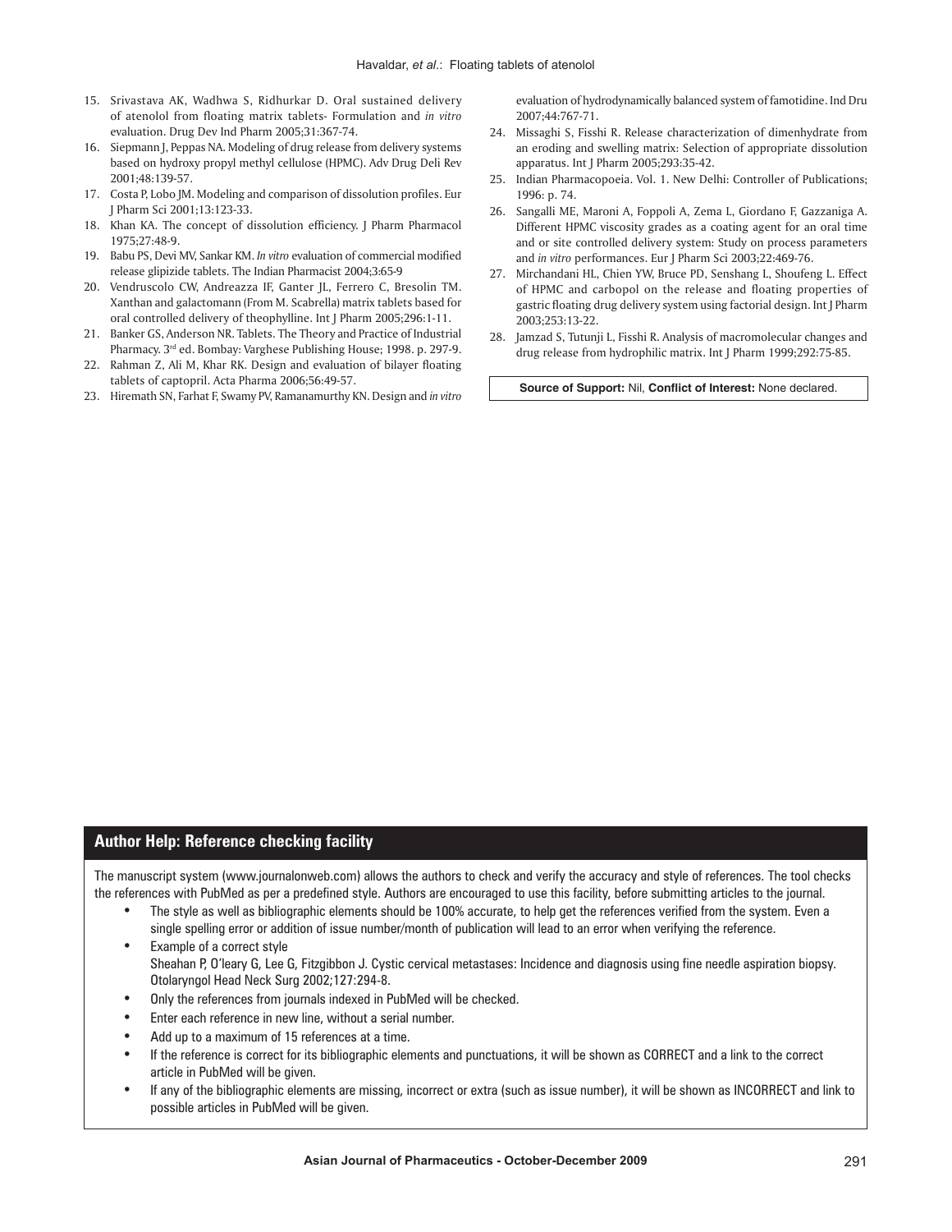15. Srivastava AK, Wadhwa S, Ridhurkar D. Oral sustained delivery of atenolol from floating matrix tablets- Formulation and *in vitro* evaluation. Drug Dev Ind Pharm 2005;31:367-74.
16. Siepmann J, Peppas NA. Modeling of drug release from delivery systems based on hydroxy propyl methyl cellulose (HPMC). Adv Drug Deli Rev 2001;48:139-57.
17. Costa P, Lobo JM. Modeling and comparison of dissolution profiles. Eur J Pharm Sci 2001;13:123-33.
18. Khan KA. The concept of dissolution efficiency. J Pharm Pharmacol 1975;27:48-9.
19. Babu PS, Devi MV, Sankar KM. *In vitro* evaluation of commercial modified release glipizide tablets. The Indian Pharmacist 2004;3:65-9
20. Vendruscolo CW, Andreazza IF, Ganter JL, Ferrero C, Bresolin TM. Xanthan and galactomann (From M. Scabrella) matrix tablets based for oral controlled delivery of theophylline. Int J Pharm 2005;296:1-11.
21. Banker GS, Anderson NR. Tablets. The Theory and Practice of Industrial Pharmacy. 3rd ed. Bombay: Varghese Publishing House; 1998. p. 297-9.
22. Rahman Z, Ali M, Khar RK. Design and evaluation of bilayer floating tablets of captopril. Acta Pharma 2006;56:49-57.
23. Hiremath SN, Farhat F, Swamy PV, Ramanamurthy KN. Design and *in vitro* evaluation of hydrodynamically balanced system of famotidine. Ind Dru 2007;44:767-71.
24. Missaghi S, Fisshi R. Release characterization of dimenhydrate from an eroding and swelling matrix: Selection of appropriate dissolution apparatus. Int J Pharm 2005;293:35-42.
25. Indian Pharmacopoeia. Vol. 1. New Delhi: Controller of Publications; 1996: p. 74.
26. Sangalli ME, Maroni A, Foppoli A, Zema L, Giordano F, Gazzaniga A. Different HPMC viscosity grades as a coating agent for an oral time and or site controlled delivery system: Study on process parameters and *in vitro* performances. Eur J Pharm Sci 2003;22:469-76.
27. Mirchandani HL, Chien YW, Bruce PD, Senshang L, Shoufeng L. Effect of HPMC and carbopol on the release and floating properties of gastric floating drug delivery system using factorial design. Int J Pharm 2003;253:13-22.
28. Jamzad S, Tutunji L, Fisshi R. Analysis of macromolecular changes and drug release from hydrophilic matrix. Int J Pharm 1999;292:75-85.

**Source of Support:** Nil, **Conflict of Interest:** None declared.

## Author Help: Reference checking facility

The manuscript system (www.journalonweb.com) allows the authors to check and verify the accuracy and style of references. The tool checks the references with PubMed as per a predefined style. Authors are encouraged to use this facility, before submitting articles to the journal.

- The style as well as bibliographic elements should be 100% accurate, to help get the references verified from the system. Even a single spelling error or addition of issue number/month of publication will lead to an error when verifying the reference.
- Example of a correct style
  Sheahan P, O'leary G, Lee G, Fitzgibbon J. Cystic cervical metastases: Incidence and diagnosis using fine needle aspiration biopsy. Otolaryngol Head Neck Surg 2002;127:294-8.
- Only the references from journals indexed in PubMed will be checked.
- Enter each reference in new line, without a serial number.
- Add up to a maximum of 15 references at a time.
- If the reference is correct for its bibliographic elements and punctuations, it will be shown as CORRECT and a link to the correct article in PubMed will be given.
- If any of the bibliographic elements are missing, incorrect or extra (such as issue number), it will be shown as INCORRECT and link to possible articles in PubMed will be given.